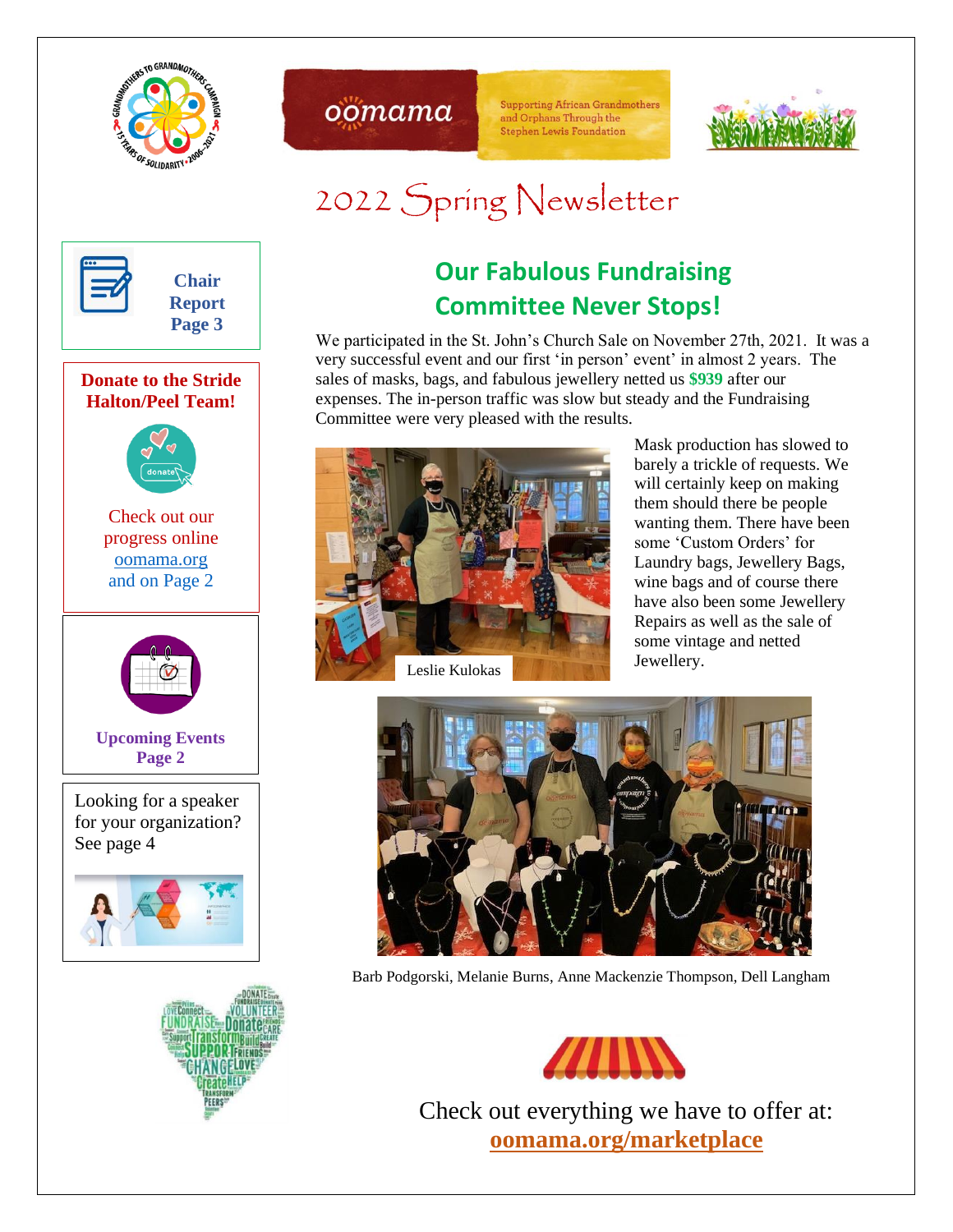oomama

Supporting African Grandmothers and Orphans Through the Stephen Lewis Foundation

# 2022 Spring Newsletter

**Chair Report Page 3**

**Donate to the Stride Halton/Peel Team!**

Check out our progress online [oomama.org](oomama.org) and on Page 2

**Upcoming Events Page 2**

Looking for a speaker for your organization? See page 4

## Our Fabulous Fundraising Committee Never Stops!

We participated in the St. John's Church Sale on November 27th, 2021. It was a very successful event and our first 'in person' event' in almost 2 years. The sales of masks, bags, and fabulous jewellery netted us **$939** after our expenses. The in-person traffic was slow but steady and the Fundraising Committee were very pleased with the results.

Leslie Kulokas

Mask production has slowed to barely a trickle of requests. We will certainly keep on making them should there be people wanting them. There have been some 'Custom Orders' for Laundry bags, Jewellery Bags, wine bags and of course there have also been some Jewellery Repairs as well as the sale of some vintage and netted Jewellery.

Barb Podgorski, Melanie Burns, Anne Mackenzie Thompson, Dell Langham

Check out everything we have to offer at: **[oomama.org/marketplace](oomama.org/marketplace)**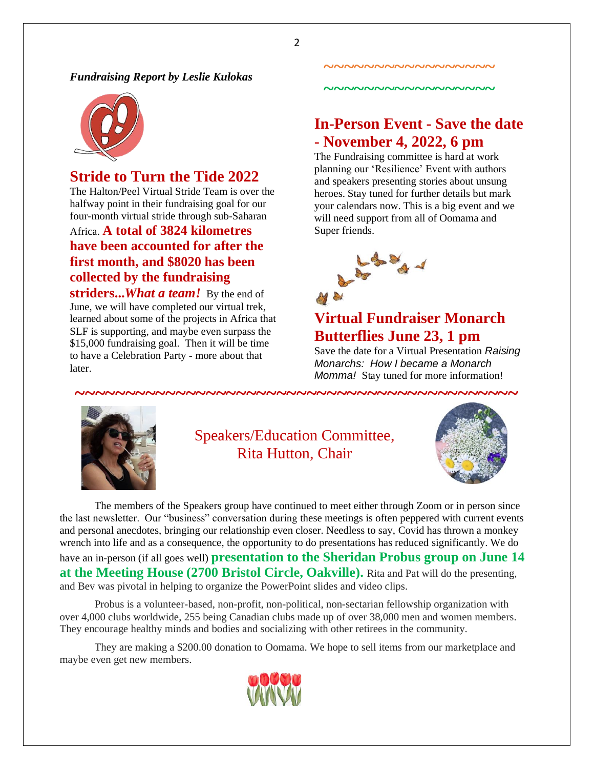*Fundraising Report by Leslie Kulokas*

## Stride to Turn the Tide 2022

The Halton/Peel Virtual Stride Team is over the halfway point in their fundraising goal for our four-month virtual stride through sub-Saharan Africa. **A total of 3824 kilometres have been accounted for after the first month, and $8020 has been collected by the fundraising striders...*What a team!*** By the end of June, we will have completed our virtual trek, learned about some of the projects in Africa that SLF is supporting, and maybe even surpass the $15,000 fundraising goal. Then it will be time to have a Celebration Party - more about that later.

~~~~~~~~~~~~~~~~~~

## In-Person Event - Save the date - November 4, 2022, 6 pm

The Fundraising committee is hard at work planning our 'Resilience' Event with authors and speakers presenting stories about unsung heroes. Stay tuned for further details but mark your calendars now. This is a big event and we will need support from all of Oomama and Super friends.

## Virtual Fundraiser Monarch Butterflies June 23, 1 pm

Save the date for a Virtual Presentation *Raising Monarchs: How I became a Monarch Momma!* Stay tuned for more information!

~~~~~~~~~~~~~~~~~~~~~~~~~~~~~~~~~~~~~~~~~~~~

## Speakers/Education Committee, Rita Hutton, Chair

The members of the Speakers group have continued to meet either through Zoom or in person since the last newsletter. Our "business" conversation during these meetings is often peppered with current events and personal anecdotes, bringing our relationship even closer. Needless to say, Covid has thrown a monkey wrench into life and as a consequence, the opportunity to do presentations has reduced significantly. We do have an in-person (if all goes well) **presentation to the Sheridan Probus group on June 14 at the Meeting House (2700 Bristol Circle, Oakville).** Rita and Pat will do the presenting, and Bev was pivotal in helping to organize the PowerPoint slides and video clips.

Probus is a volunteer-based, non-profit, non-political, non-sectarian fellowship organization with over 4,000 clubs worldwide, 255 being Canadian clubs made up of over 38,000 men and women members. They encourage healthy minds and bodies and socializing with other retirees in the community.

They are making a $200.00 donation to Oomama. We hope to sell items from our marketplace and maybe even get new members.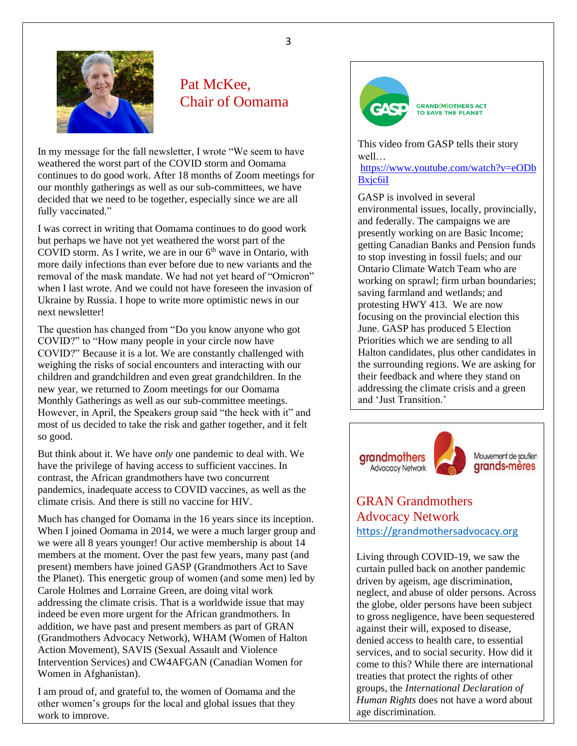## Pat McKee, Chair of Oomama

In my message for the fall newsletter, I wrote "We seem to have weathered the worst part of the COVID storm and Oomama continues to do good work. After 18 months of Zoom meetings for our monthly gatherings as well as our sub-committees, we have decided that we need to be together, especially since we are all fully vaccinated."

I was correct in writing that Oomama continues to do good work but perhaps we have not yet weathered the worst part of the COVID storm. As I write, we are in our 6th wave in Ontario, with more daily infections than ever before due to new variants and the removal of the mask mandate. We had not yet heard of "Omicron" when I last wrote. And we could not have foreseen the invasion of Ukraine by Russia. I hope to write more optimistic news in our next newsletter!

The question has changed from "Do you know anyone who got COVID?" to "How many people in your circle now have COVID?" Because it is a lot. We are constantly challenged with weighing the risks of social encounters and interacting with our children and grandchildren and even great grandchildren. In the new year, we returned to Zoom meetings for our Oomama Monthly Gatherings as well as our sub-committee meetings. However, in April, the Speakers group said "the heck with it" and most of us decided to take the risk and gather together, and it felt so good.

But think about it. We have *only* one pandemic to deal with. We have the privilege of having access to sufficient vaccines. In contrast, the African grandmothers have two concurrent pandemics, inadequate access to COVID vaccines, as well as the climate crisis. And there is still no vaccine for HIV.

Much has changed for Oomama in the 16 years since its inception. When I joined Oomama in 2014, we were a much larger group and we were all 8 years younger! Our active membership is about 14 members at the moment. Over the past few years, many past (and present) members have joined GASP (Grandmothers Act to Save the Planet). This energetic group of women (and some men) led by Carole Holmes and Lorraine Green, are doing vital work addressing the climate crisis. That is a worldwide issue that may indeed be even more urgent for the African grandmothers. In addition, we have past and present members as part of GRAN (Grandmothers Advocacy Network), WHAM (Women of Halton Action Movement), SAVIS (Sexual Assault and Violence Intervention Services) and CW4AFGAN (Canadian Women for Women in Afghanistan).

I am proud of, and grateful to, the women of Oomama and the other women's groups for the local and global issues that they work to improve.

---

GASP – GRAND(M)OTHERS ACT TO SAVE THE PLANET

This video from GASP tells their story well…
https://www.youtube.com/watch?v=eODbBxjc6iI

GASP is involved in several environmental issues, locally, provincially, and federally. The campaigns we are presently working on are Basic Income; getting Canadian Banks and Pension funds to stop investing in fossil fuels; and our Ontario Climate Watch Team who are working on sprawl; firm urban boundaries; saving farmland and wetlands; and protesting HWY 413. We are now focusing on the provincial election this June. GASP has produced 5 Election Priorities which we are sending to all Halton candidates, plus other candidates in the surrounding regions. We are asking for their feedback and where they stand on addressing the climate crisis and a green and 'Just Transition.'

---

grandmothers Advocacy Network – Mouvement de soutien grands-mères

## GRAN Grandmothers Advocacy Network

https://grandmothersadvocacy.org

Living through COVID-19, we saw the curtain pulled back on another pandemic driven by ageism, age discrimination, neglect, and abuse of older persons. Across the globe, older persons have been subject to gross negligence, have been sequestered against their will, exposed to disease, denied access to health care, to essential services, and to social security. How did it come to this? While there are international treaties that protect the rights of other groups, the *International Declaration of Human Rights* does not have a word about age discrimination.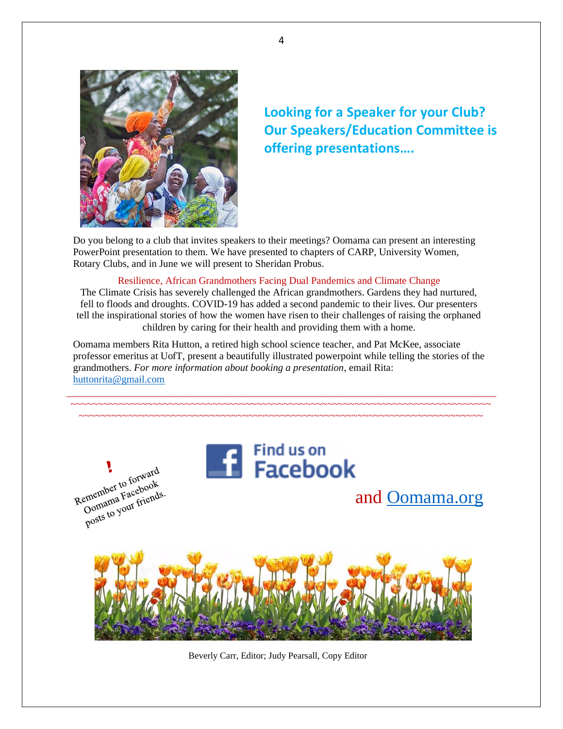## Looking for a Speaker for your Club? Our Speakers/Education Committee is offering presentations….

Do you belong to a club that invites speakers to their meetings? Oomama can present an interesting PowerPoint presentation to them. We have presented to chapters of CARP, University Women, Rotary Clubs, and in June we will present to Sheridan Probus.

Resilience, African Grandmothers Facing Dual Pandemics and Climate Change

The Climate Crisis has severely challenged the African grandmothers. Gardens they had nurtured, fell to floods and droughts. COVID-19 has added a second pandemic to their lives. Our presenters tell the inspirational stories of how the women have risen to their challenges of raising the orphaned children by caring for their health and providing them with a home.

Oomama members Rita Hutton, a retired high school science teacher, and Pat McKee, associate professor emeritus at UofT, present a beautifully illustrated powerpoint while telling the stories of the grandmothers. *For more information about booking a presentation*, email Rita: huttonrita@gmail.com

---

! Remember to forward Oomama Facebook posts to your friends.

Find us on Facebook

and Oomama.org

Beverly Carr, Editor; Judy Pearsall, Copy Editor